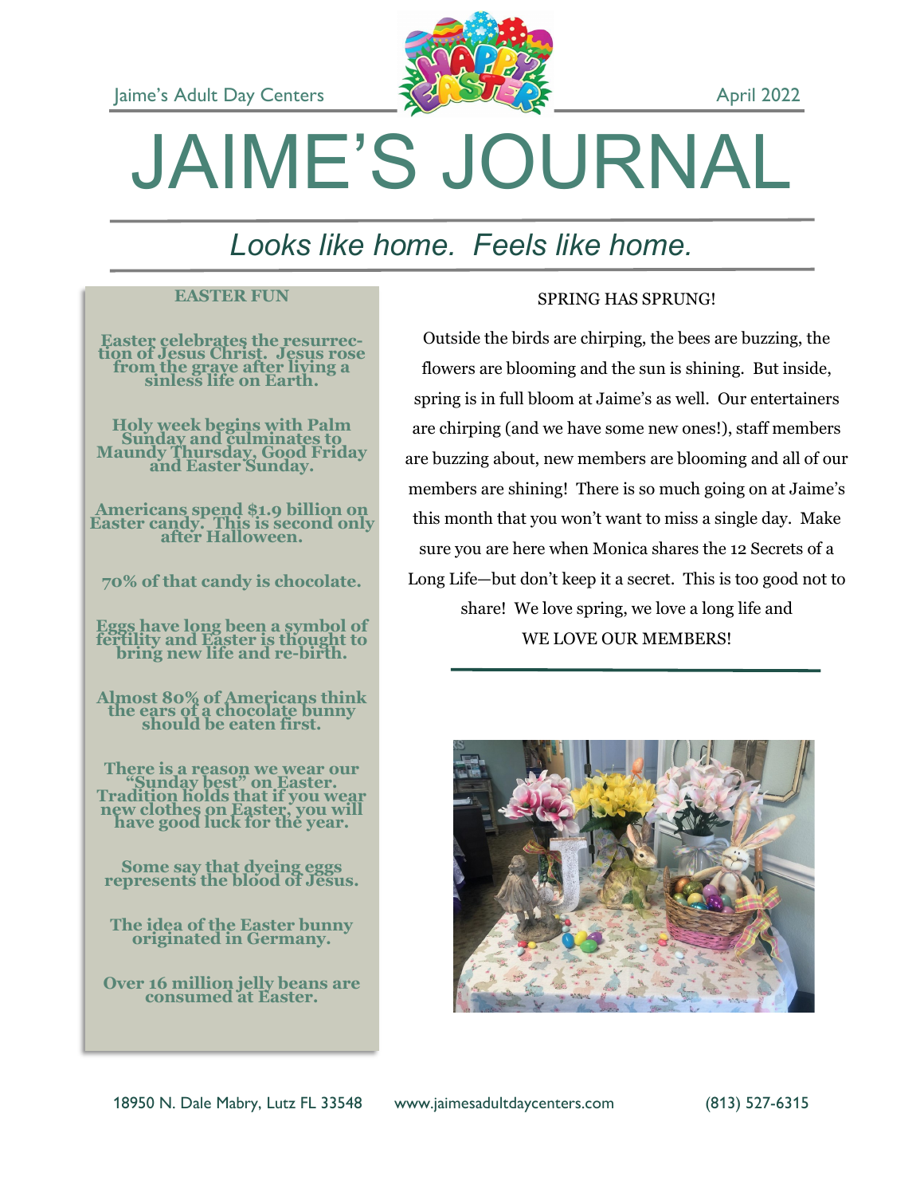Jaime's Adult Day Centers April 2022

# JAIME'S JOURNAL

*Looks like home. Feels like home.*

## EASTER FUN

Easter celebrates the resurrection of Jesus Christ. Jesus rose from the grave after living a sinless life on Earth.

Holy week begins with Palm Sunday and culminates to Maundy Thursday, Good Friday and Easter Sunday.

Americans spend $1.9 billion on Easter candy. This is second only after Halloween.

70% of that candy is chocolate.

Eggs have long been a symbol of fertility and Easter is thought to bring new life and re-birth.

Almost 80% of Americans think the ears of a chocolate bunny should be eaten first.

There is a reason we wear our "Sunday best" on Easter. Tradition holds that if you wear new clothes on Easter, you will have good luck for the year.

Some say that dyeing eggs represents the blood of Jesus.

The idea of the Easter bunny originated in Germany.

Over 16 million jelly beans are consumed at Easter.

## SPRING HAS SPRUNG!

Outside the birds are chirping, the bees are buzzing, the flowers are blooming and the sun is shining. But inside, spring is in full bloom at Jaime's as well. Our entertainers are chirping (and we have some new ones!), staff members are buzzing about, new members are blooming and all of our members are shining! There is so much going on at Jaime's this month that you won't want to miss a single day. Make sure you are here when Monica shares the 12 Secrets of a Long Life—but don't keep it a secret. This is too good not to share! We love spring, we love a long life and WE LOVE OUR MEMBERS!

18950 N. Dale Mabry, Lutz FL 33548 www.jaimesadultdaycenters.com (813) 527-6315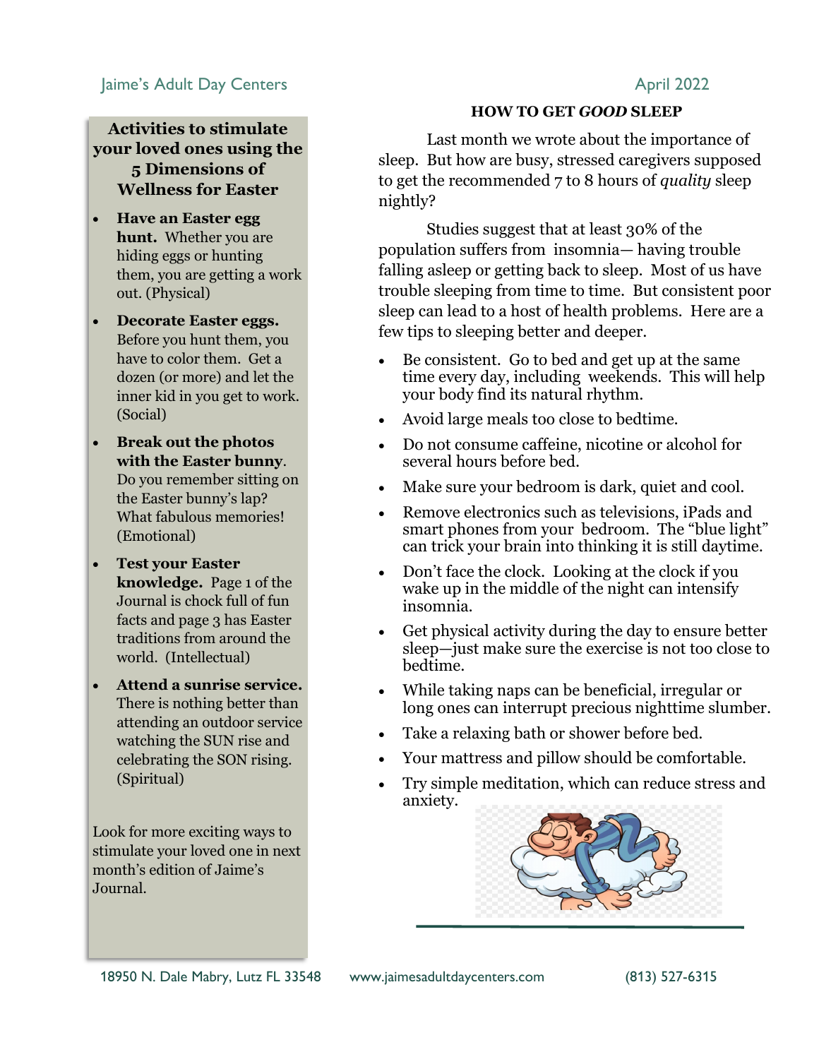## Activities to stimulate your loved ones using the 5 Dimensions of Wellness for Easter

- **Have an Easter egg hunt.** Whether you are hiding eggs or hunting them, you are getting a work out. (Physical)
- **Decorate Easter eggs.** Before you hunt them, you have to color them. Get a dozen (or more) and let the inner kid in you get to work. (Social)
- **Break out the photos with the Easter bunny**. Do you remember sitting on the Easter bunny's lap? What fabulous memories! (Emotional)
- **Test your Easter knowledge.** Page 1 of the Journal is chock full of fun facts and page 3 has Easter traditions from around the world. (Intellectual)
- **Attend a sunrise service.** There is nothing better than attending an outdoor service watching the SUN rise and celebrating the SON rising. (Spiritual)

Look for more exciting ways to stimulate your loved one in next month's edition of Jaime's Journal.

## HOW TO GET *GOOD* SLEEP

Last month we wrote about the importance of sleep. But how are busy, stressed caregivers supposed to get the recommended 7 to 8 hours of *quality* sleep nightly?

Studies suggest that at least 30% of the population suffers from insomnia— having trouble falling asleep or getting back to sleep. Most of us have trouble sleeping from time to time. But consistent poor sleep can lead to a host of health problems. Here are a few tips to sleeping better and deeper.

- Be consistent. Go to bed and get up at the same time every day, including weekends. This will help your body find its natural rhythm.
- Avoid large meals too close to bedtime.
- Do not consume caffeine, nicotine or alcohol for several hours before bed.
- Make sure your bedroom is dark, quiet and cool.
- Remove electronics such as televisions, iPads and smart phones from your bedroom. The "blue light" can trick your brain into thinking it is still daytime.
- Don't face the clock. Looking at the clock if you wake up in the middle of the night can intensify insomnia.
- Get physical activity during the day to ensure better sleep—just make sure the exercise is not too close to bedtime.
- While taking naps can be beneficial, irregular or long ones can interrupt precious nighttime slumber.
- Take a relaxing bath or shower before bed.
- Your mattress and pillow should be comfortable.
- Try simple meditation, which can reduce stress and anxiety.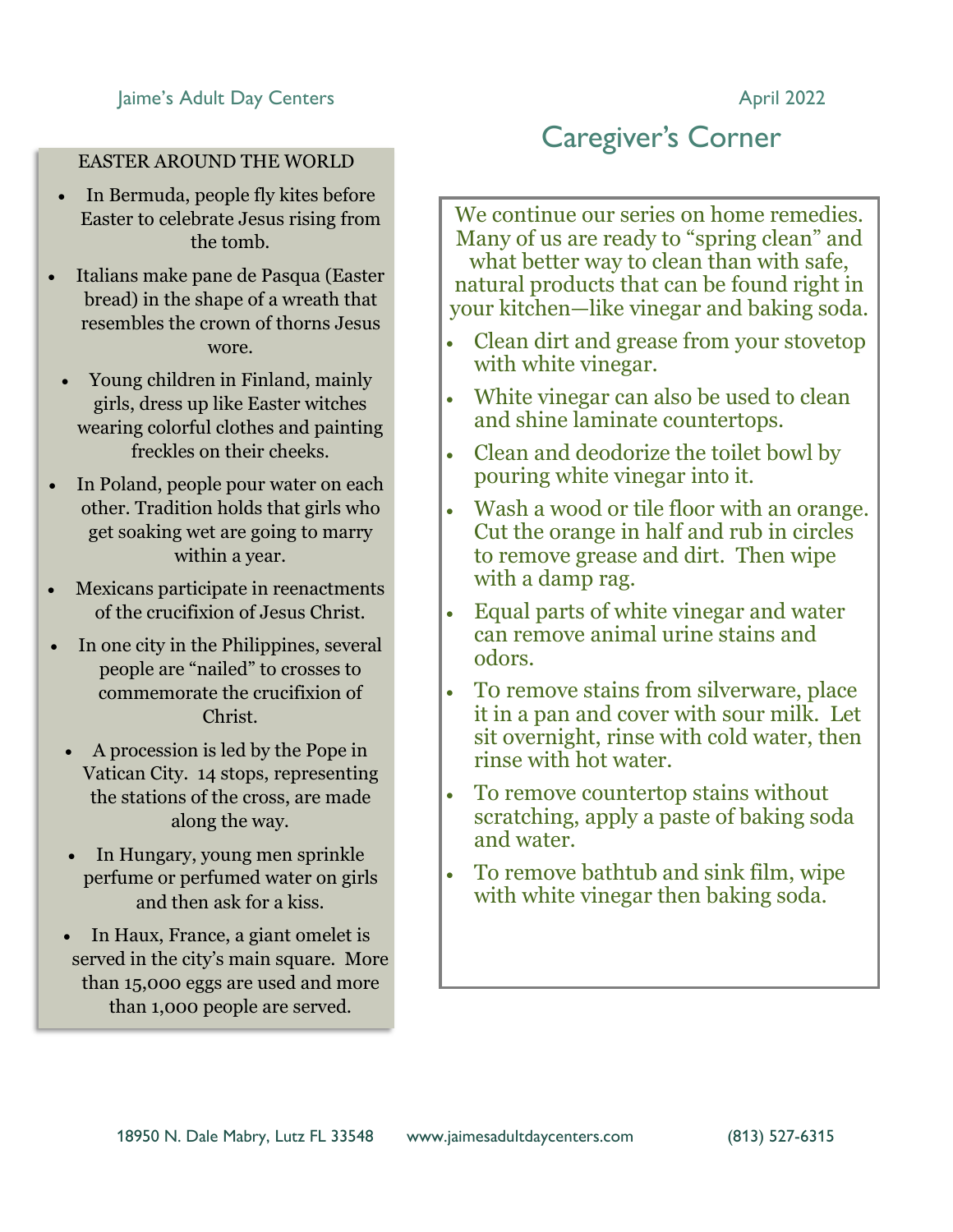## EASTER AROUND THE WORLD

- In Bermuda, people fly kites before Easter to celebrate Jesus rising from the tomb.
- Italians make pane de Pasqua (Easter bread) in the shape of a wreath that resembles the crown of thorns Jesus wore.
- Young children in Finland, mainly girls, dress up like Easter witches wearing colorful clothes and painting freckles on their cheeks.
- In Poland, people pour water on each other. Tradition holds that girls who get soaking wet are going to marry within a year.
- Mexicans participate in reenactments of the crucifixion of Jesus Christ.
- In one city in the Philippines, several people are "nailed" to crosses to commemorate the crucifixion of Christ.
- A procession is led by the Pope in Vatican City. 14 stops, representing the stations of the cross, are made along the way.
- In Hungary, young men sprinkle perfume or perfumed water on girls and then ask for a kiss.
- In Haux, France, a giant omelet is served in the city's main square. More than 15,000 eggs are used and more than 1,000 people are served.

# Caregiver's Corner

We continue our series on home remedies. Many of us are ready to "spring clean" and what better way to clean than with safe, natural products that can be found right in your kitchen—like vinegar and baking soda.

- Clean dirt and grease from your stovetop with white vinegar.
- White vinegar can also be used to clean and shine laminate countertops.
- Clean and deodorize the toilet bowl by pouring white vinegar into it.
- Wash a wood or tile floor with an orange. Cut the orange in half and rub in circles to remove grease and dirt. Then wipe with a damp rag.
- Equal parts of white vinegar and water can remove animal urine stains and odors.
- To remove stains from silverware, place it in a pan and cover with sour milk. Let sit overnight, rinse with cold water, then rinse with hot water.
- To remove countertop stains without scratching, apply a paste of baking soda and water.
- To remove bathtub and sink film, wipe with white vinegar then baking soda.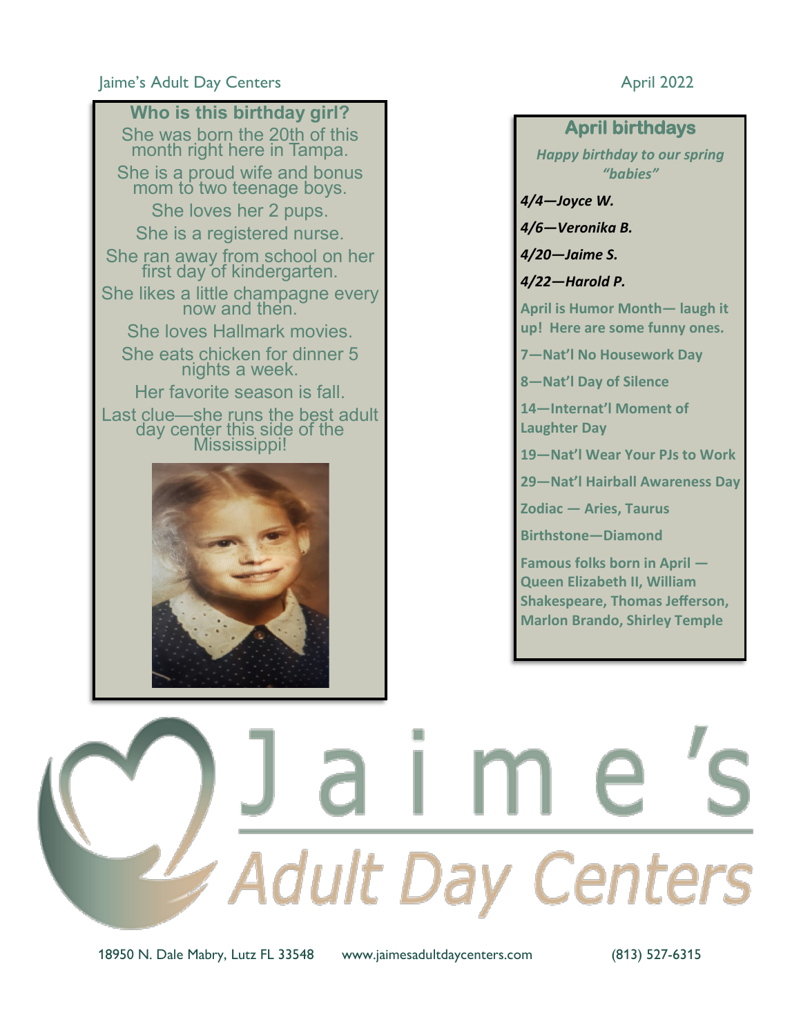## Who is this birthday girl?

She was born the 20th of this month right here in Tampa.

She is a proud wife and bonus mom to two teenage boys.

She loves her 2 pups.

She is a registered nurse.

She ran away from school on her first day of kindergarten.

She likes a little champagne every now and then.

She loves Hallmark movies.

She eats chicken for dinner 5 nights a week.

Her favorite season is fall.

Last clue—she runs the best adult day center this side of the Mississippi!

## April birthdays

*Happy birthday to our spring "babies"*

***4/4—Joyce W.***

***4/6—Veronika B.***

***4/20—Jaime S.***

***4/22—Harold P.***

**April is Humor Month— laugh it up! Here are some funny ones.**

**7—Nat'l No Housework Day**

**8—Nat'l Day of Silence**

**14—Internat'l Moment of Laughter Day**

**19—Nat'l Wear Your PJs to Work**

**29—Nat'l Hairball Awareness Day**

**Zodiac — Aries, Taurus**

**Birthstone—Diamond**

**Famous folks born in April — Queen Elizabeth II, William Shakespeare, Thomas Jefferson, Marlon Brando, Shirley Temple**

Jaime's Adult Day Centers

18950 N. Dale Mabry, Lutz FL 33548 www.jaimesadultdaycenters.com (813) 527-6315